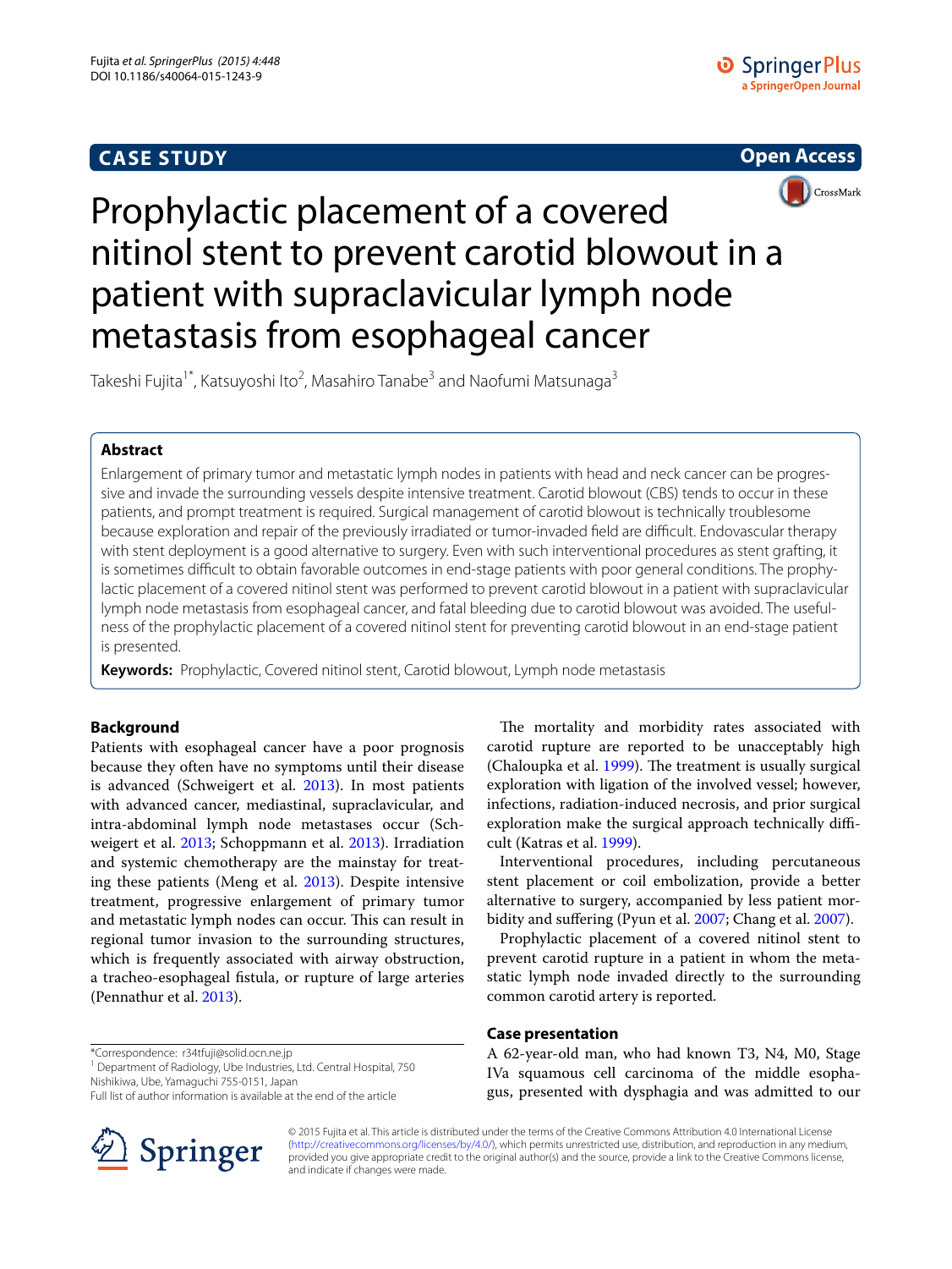CASE STUDY

Open Access

# Prophylactic placement of a covered nitinol stent to prevent carotid blowout in a patient with supraclavicular lymph node metastasis from esophageal cancer

Takeshi Fujita[1*], Katsuyoshi Ito[2], Masahiro Tanabe[3] and Naofumi Matsunaga[3]

## Abstract

Enlargement of primary tumor and metastatic lymph nodes in patients with head and neck cancer can be progressive and invade the surrounding vessels despite intensive treatment. Carotid blowout (CBS) tends to occur in these patients, and prompt treatment is required. Surgical management of carotid blowout is technically troublesome because exploration and repair of the previously irradiated or tumor-invaded field are difficult. Endovascular therapy with stent deployment is a good alternative to surgery. Even with such interventional procedures as stent grafting, it is sometimes difficult to obtain favorable outcomes in end-stage patients with poor general conditions. The prophylactic placement of a covered nitinol stent was performed to prevent carotid blowout in a patient with supraclavicular lymph node metastasis from esophageal cancer, and fatal bleeding due to carotid blowout was avoided. The usefulness of the prophylactic placement of a covered nitinol stent for preventing carotid blowout in an end-stage patient is presented.

**Keywords:** Prophylactic, Covered nitinol stent, Carotid blowout, Lymph node metastasis

## Background

Patients with esophageal cancer have a poor prognosis because they often have no symptoms until their disease is advanced (Schweigert et al. 2013). In most patients with advanced cancer, mediastinal, supraclavicular, and intra-abdominal lymph node metastases occur (Schweigert et al. 2013; Schoppmann et al. 2013). Irradiation and systemic chemotherapy are the mainstay for treating these patients (Meng et al. 2013). Despite intensive treatment, progressive enlargement of primary tumor and metastatic lymph nodes can occur. This can result in regional tumor invasion to the surrounding structures, which is frequently associated with airway obstruction, a tracheo-esophageal fistula, or rupture of large arteries (Pennathur et al. 2013).

The mortality and morbidity rates associated with carotid rupture are reported to be unacceptably high (Chaloupka et al. 1999). The treatment is usually surgical exploration with ligation of the involved vessel; however, infections, radiation-induced necrosis, and prior surgical exploration make the surgical approach technically difficult (Katras et al. 1999).

Interventional procedures, including percutaneous stent placement or coil embolization, provide a better alternative to surgery, accompanied by less patient morbidity and suffering (Pyun et al. 2007; Chang et al. 2007).

Prophylactic placement of a covered nitinol stent to prevent carotid rupture in a patient in whom the metastatic lymph node invaded directly to the surrounding common carotid artery is reported.

## Case presentation

A 62-year-old man, who had known T3, N4, M0, Stage IVa squamous cell carcinoma of the middle esophagus, presented with dysphagia and was admitted to our

*Correspondence: r34tfuji@solid.ocn.ne.jp
[1] Department of Radiology, Ube Industries, Ltd. Central Hospital, 750 Nishikiwa, Ube, Yamaguchi 755-0151, Japan
Full list of author information is available at the end of the article

© 2015 Fujita et al. This article is distributed under the terms of the Creative Commons Attribution 4.0 International License (http://creativecommons.org/licenses/by/4.0/), which permits unrestricted use, distribution, and reproduction in any medium, provided you give appropriate credit to the original author(s) and the source, provide a link to the Creative Commons license, and indicate if changes were made.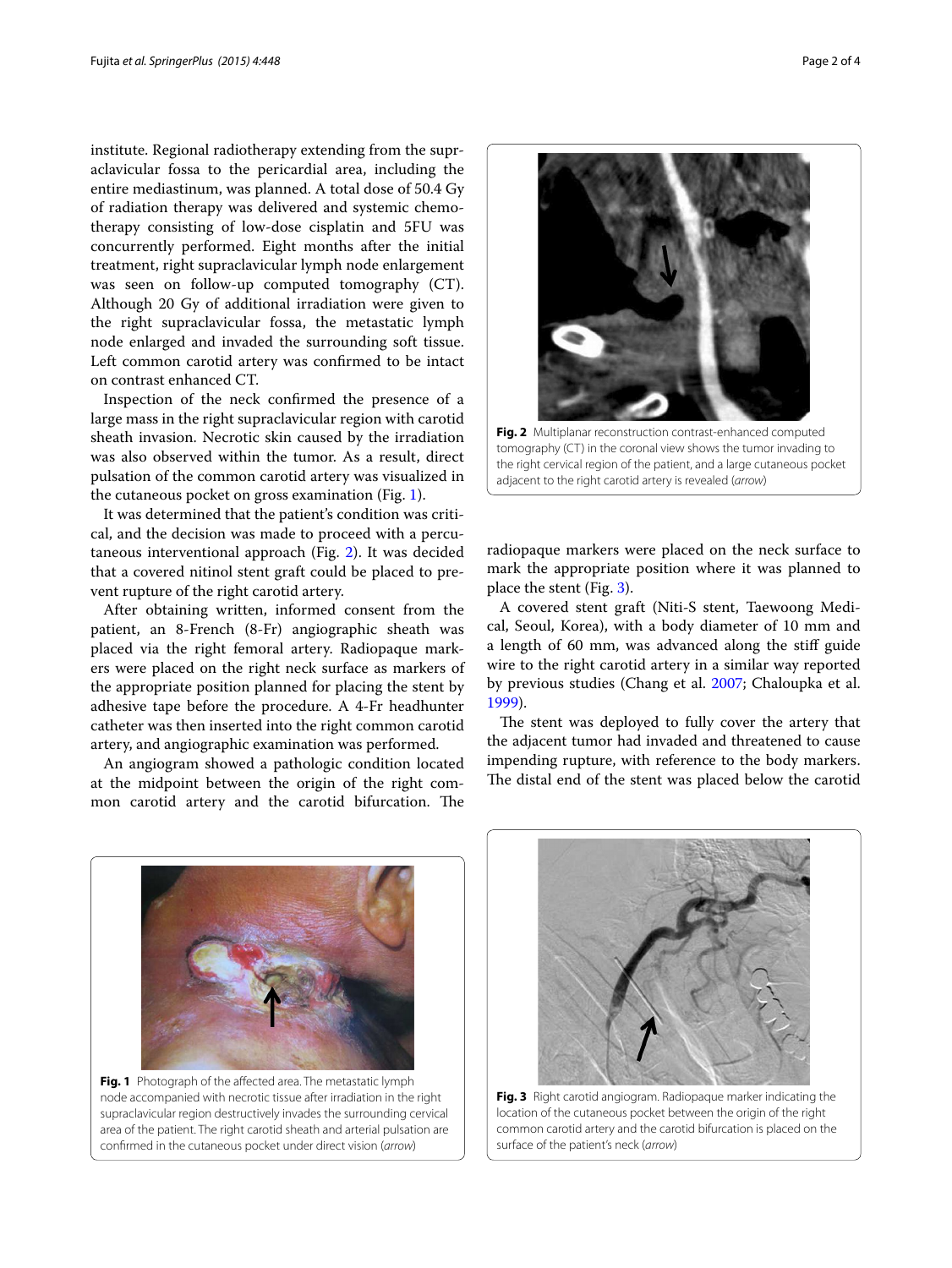institute. Regional radiotherapy extending from the supraclavicular fossa to the pericardial area, including the entire mediastinum, was planned. A total dose of 50.4 Gy of radiation therapy was delivered and systemic chemotherapy consisting of low-dose cisplatin and 5FU was concurrently performed. Eight months after the initial treatment, right supraclavicular lymph node enlargement was seen on follow-up computed tomography (CT). Although 20 Gy of additional irradiation were given to the right supraclavicular fossa, the metastatic lymph node enlarged and invaded the surrounding soft tissue. Left common carotid artery was confirmed to be intact on contrast enhanced CT.

Inspection of the neck confirmed the presence of a large mass in the right supraclavicular region with carotid sheath invasion. Necrotic skin caused by the irradiation was also observed within the tumor. As a result, direct pulsation of the common carotid artery was visualized in the cutaneous pocket on gross examination (Fig. 1).

It was determined that the patient's condition was critical, and the decision was made to proceed with a percutaneous interventional approach (Fig. 2). It was decided that a covered nitinol stent graft could be placed to prevent rupture of the right carotid artery.

After obtaining written, informed consent from the patient, an 8-French (8-Fr) angiographic sheath was placed via the right femoral artery. Radiopaque markers were placed on the right neck surface as markers of the appropriate position planned for placing the stent by adhesive tape before the procedure. A 4-Fr headhunter catheter was then inserted into the right common carotid artery, and angiographic examination was performed.

An angiogram showed a pathologic condition located at the midpoint between the origin of the right common carotid artery and the carotid bifurcation. The radiopaque markers were placed on the neck surface to mark the appropriate position where it was planned to place the stent (Fig. 3).

A covered stent graft (Niti-S stent, Taewoong Medical, Seoul, Korea), with a body diameter of 10 mm and a length of 60 mm, was advanced along the stiff guide wire to the right carotid artery in a similar way reported by previous studies (Chang et al. 2007; Chaloupka et al. 1999).

The stent was deployed to fully cover the artery that the adjacent tumor had invaded and threatened to cause impending rupture, with reference to the body markers. The distal end of the stent was placed below the carotid

**Fig. 2** Multiplanar reconstruction contrast-enhanced computed tomography (CT) in the coronal view shows the tumor invading to the right cervical region of the patient, and a large cutaneous pocket adjacent to the right carotid artery is revealed (*arrow*)

**Fig. 1** Photograph of the affected area. The metastatic lymph node accompanied with necrotic tissue after irradiation in the right supraclavicular region destructively invades the surrounding cervical area of the patient. The right carotid sheath and arterial pulsation are confirmed in the cutaneous pocket under direct vision (*arrow*)

**Fig. 3** Right carotid angiogram. Radiopaque marker indicating the location of the cutaneous pocket between the origin of the right common carotid artery and the carotid bifurcation is placed on the surface of the patient's neck (*arrow*)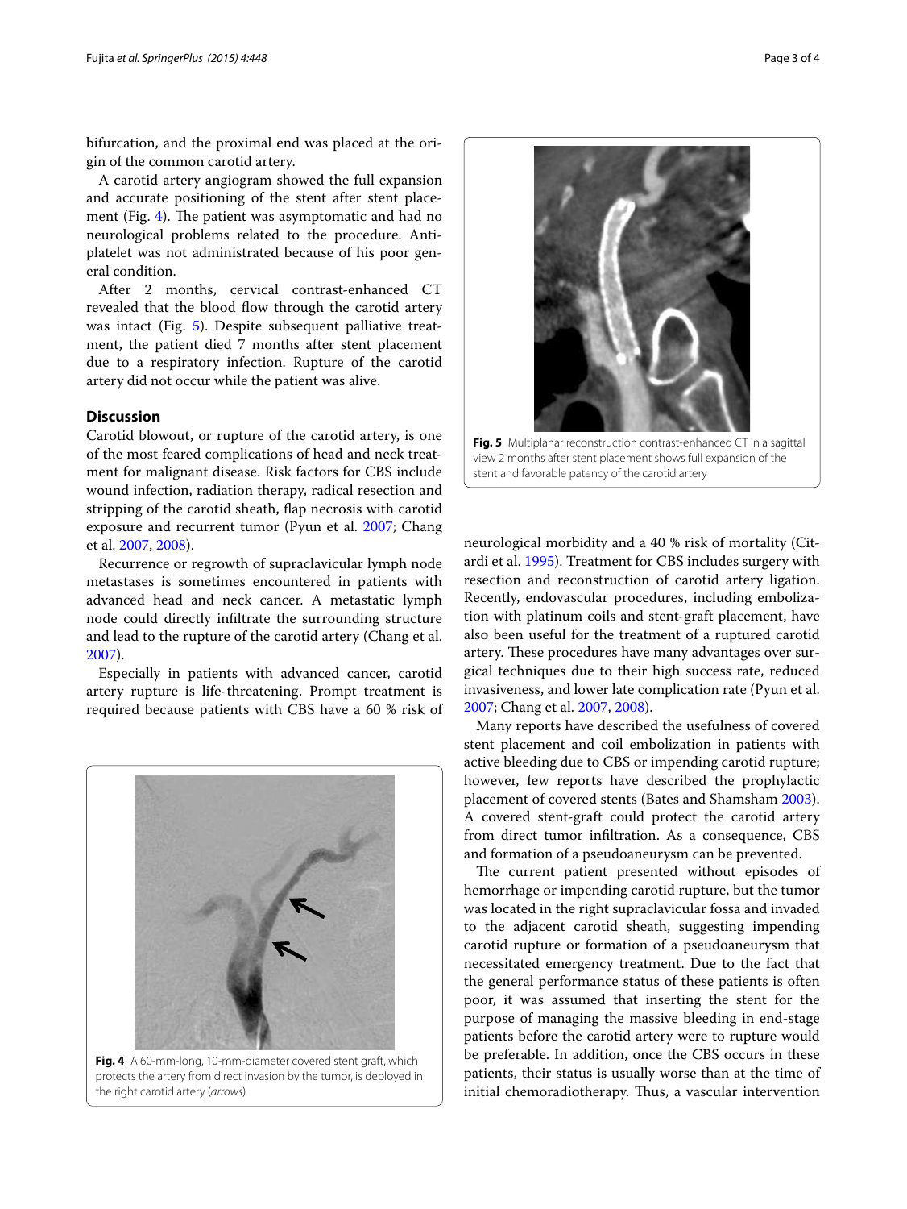bifurcation, and the proximal end was placed at the origin of the common carotid artery.

A carotid artery angiogram showed the full expansion and accurate positioning of the stent after stent placement (Fig. 4). The patient was asymptomatic and had no neurological problems related to the procedure. Antiplatelet was not administrated because of his poor general condition.

After 2 months, cervical contrast-enhanced CT revealed that the blood flow through the carotid artery was intact (Fig. 5). Despite subsequent palliative treatment, the patient died 7 months after stent placement due to a respiratory infection. Rupture of the carotid artery did not occur while the patient was alive.

## Discussion

Carotid blowout, or rupture of the carotid artery, is one of the most feared complications of head and neck treatment for malignant disease. Risk factors for CBS include wound infection, radiation therapy, radical resection and stripping of the carotid sheath, flap necrosis with carotid exposure and recurrent tumor (Pyun et al. 2007; Chang et al. 2007, 2008).

Recurrence or regrowth of supraclavicular lymph node metastases is sometimes encountered in patients with advanced head and neck cancer. A metastatic lymph node could directly infiltrate the surrounding structure and lead to the rupture of the carotid artery (Chang et al. 2007).

Especially in patients with advanced cancer, carotid artery rupture is life-threatening. Prompt treatment is required because patients with CBS have a 60 % risk of neurological morbidity and a 40 % risk of mortality (Citardi et al. 1995). Treatment for CBS includes surgery with resection and reconstruction of carotid artery ligation. Recently, endovascular procedures, including embolization with platinum coils and stent-graft placement, have also been useful for the treatment of a ruptured carotid artery. These procedures have many advantages over surgical techniques due to their high success rate, reduced invasiveness, and lower late complication rate (Pyun et al. 2007; Chang et al. 2007, 2008).

**Fig. 4** A 60-mm-long, 10-mm-diameter covered stent graft, which protects the artery from direct invasion by the tumor, is deployed in the right carotid artery (*arrows*)

**Fig. 5** Multiplanar reconstruction contrast-enhanced CT in a sagittal view 2 months after stent placement shows full expansion of the stent and favorable patency of the carotid artery

Many reports have described the usefulness of covered stent placement and coil embolization in patients with active bleeding due to CBS or impending carotid rupture; however, few reports have described the prophylactic placement of covered stents (Bates and Shamsham 2003). A covered stent-graft could protect the carotid artery from direct tumor infiltration. As a consequence, CBS and formation of a pseudoaneurysm can be prevented.

The current patient presented without episodes of hemorrhage or impending carotid rupture, but the tumor was located in the right supraclavicular fossa and invaded to the adjacent carotid sheath, suggesting impending carotid rupture or formation of a pseudoaneurysm that necessitated emergency treatment. Due to the fact that the general performance status of these patients is often poor, it was assumed that inserting the stent for the purpose of managing the massive bleeding in end-stage patients before the carotid artery were to rupture would be preferable. In addition, once the CBS occurs in these patients, their status is usually worse than at the time of initial chemoradiotherapy. Thus, a vascular intervention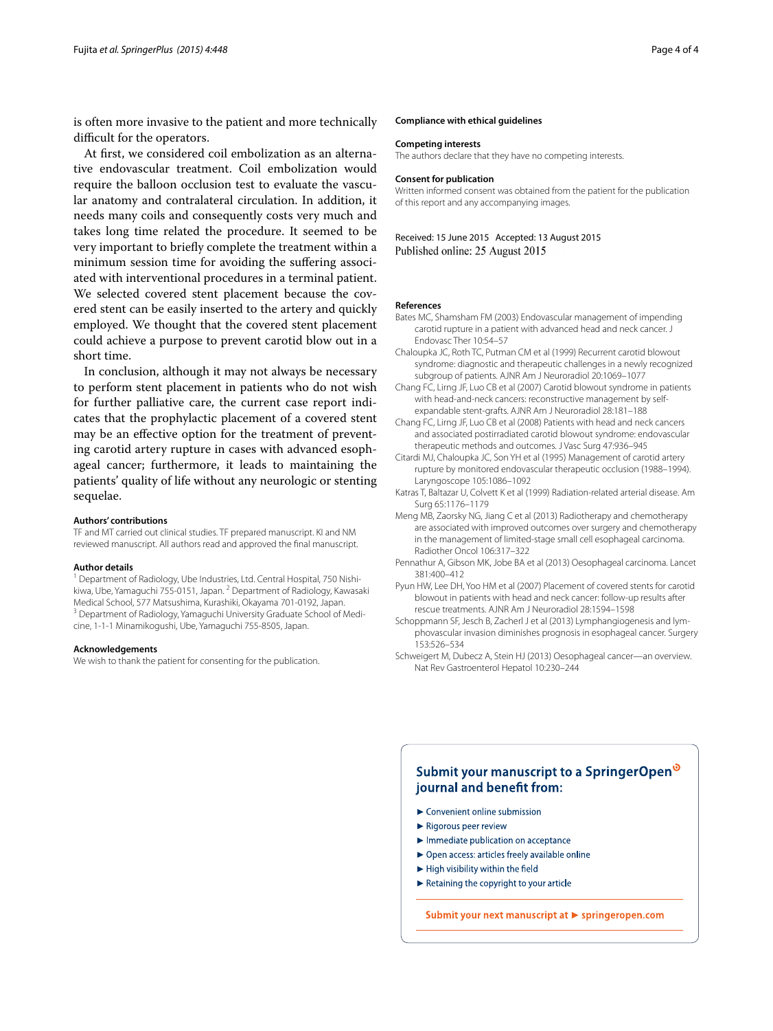is often more invasive to the patient and more technically difficult for the operators.

At first, we considered coil embolization as an alternative endovascular treatment. Coil embolization would require the balloon occlusion test to evaluate the vascular anatomy and contralateral circulation. In addition, it needs many coils and consequently costs very much and takes long time related the procedure. It seemed to be very important to briefly complete the treatment within a minimum session time for avoiding the suffering associated with interventional procedures in a terminal patient. We selected covered stent placement because the covered stent can be easily inserted to the artery and quickly employed. We thought that the covered stent placement could achieve a purpose to prevent carotid blow out in a short time.

In conclusion, although it may not always be necessary to perform stent placement in patients who do not wish for further palliative care, the current case report indicates that the prophylactic placement of a covered stent may be an effective option for the treatment of preventing carotid artery rupture in cases with advanced esophageal cancer; furthermore, it leads to maintaining the patients' quality of life without any neurologic or stenting sequelae.

#### Authors' contributions

TF and MT carried out clinical studies. TF prepared manuscript. KI and NM reviewed manuscript. All authors read and approved the final manuscript.

#### Author details

[1] Department of Radiology, Ube Industries, Ltd. Central Hospital, 750 Nishikiwa, Ube, Yamaguchi 755-0151, Japan. [2] Department of Radiology, Kawasaki Medical School, 577 Matsushima, Kurashiki, Okayama 701-0192, Japan. [3] Department of Radiology, Yamaguchi University Graduate School of Medicine, 1-1-1 Minamikogushi, Ube, Yamaguchi 755-8505, Japan.

#### Acknowledgements

We wish to thank the patient for consenting for the publication.

#### Compliance with ethical guidelines

#### Competing interests

The authors declare that they have no competing interests.

#### Consent for publication

Written informed consent was obtained from the patient for the publication of this report and any accompanying images.

Received: 15 June 2015 Accepted: 13 August 2015
Published online: 25 August 2015

#### References

- Bates MC, Shamsham FM (2003) Endovascular management of impending carotid rupture in a patient with advanced head and neck cancer. J Endovasc Ther 10:54–57
- Chaloupka JC, Roth TC, Putman CM et al (1999) Recurrent carotid blowout syndrome: diagnostic and therapeutic challenges in a newly recognized subgroup of patients. AJNR Am J Neuroradiol 20:1069–1077
- Chang FC, Lirng JF, Luo CB et al (2007) Carotid blowout syndrome in patients with head-and-neck cancers: reconstructive management by self-expandable stent-grafts. AJNR Am J Neuroradiol 28:181–188
- Chang FC, Lirng JF, Luo CB et al (2008) Patients with head and neck cancers and associated postirradiated carotid blowout syndrome: endovascular therapeutic methods and outcomes. J Vasc Surg 47:936–945
- Citardi MJ, Chaloupka JC, Son YH et al (1995) Management of carotid artery rupture by monitored endovascular therapeutic occlusion (1988–1994). Laryngoscope 105:1086–1092
- Katras T, Baltazar U, Colvett K et al (1999) Radiation-related arterial disease. Am Surg 65:1176–1179
- Meng MB, Zaorsky NG, Jiang C et al (2013) Radiotherapy and chemotherapy are associated with improved outcomes over surgery and chemotherapy in the management of limited-stage small cell esophageal carcinoma. Radiother Oncol 106:317–322
- Pennathur A, Gibson MK, Jobe BA et al (2013) Oesophageal carcinoma. Lancet 381:400–412
- Pyun HW, Lee DH, Yoo HM et al (2007) Placement of covered stents for carotid blowout in patients with head and neck cancer: follow-up results after rescue treatments. AJNR Am J Neuroradiol 28:1594–1598
- Schoppmann SF, Jesch B, Zacherl J et al (2013) Lymphangiogenesis and lymphovascular invasion diminishes prognosis in esophageal cancer. Surgery 153:526–534
- Schweigert M, Dubecz A, Stein HJ (2013) Oesophageal cancer—an overview. Nat Rev Gastroenterol Hepatol 10:230–244

**Submit your manuscript to a SpringerOpen journal and benefit from:**

- ► Convenient online submission
- ► Rigorous peer review
- ► Immediate publication on acceptance
- ► Open access: articles freely available online
- ► High visibility within the field
- ► Retaining the copyright to your article

**Submit your next manuscript at ► springeropen.com**